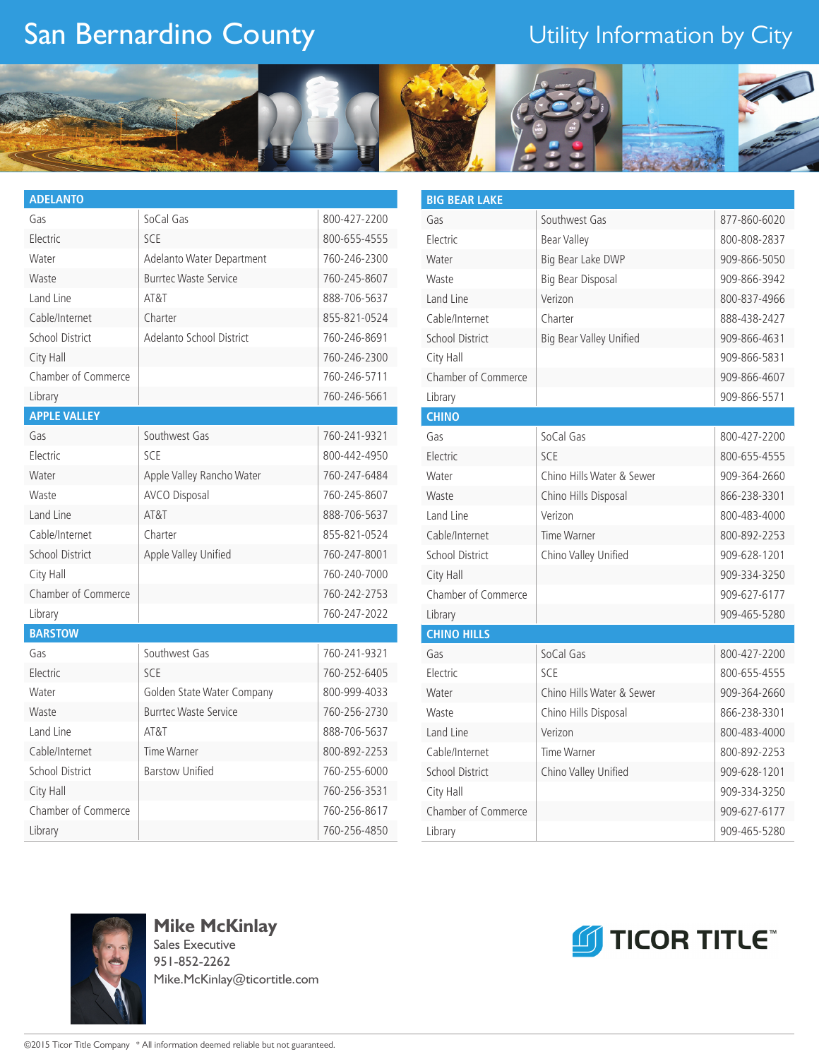# San Bernardino County

## Utility Information by City

| ADELANTO | | |
|---|---|---|
| Gas | SoCal Gas | 800-427-2200 |
| Electric | SCE | 800-655-4555 |
| Water | Adelanto Water Department | 760-246-2300 |
| Waste | Burrtec Waste Service | 760-245-8607 |
| Land Line | AT&T | 888-706-5637 |
| Cable/Internet | Charter | 855-821-0524 |
| School District | Adelanto School District | 760-246-8691 |
| City Hall | | 760-246-2300 |
| Chamber of Commerce | | 760-246-5711 |
| Library | | 760-246-5661 |

| APPLE VALLEY | | |
|---|---|---|
| Gas | Southwest Gas | 760-241-9321 |
| Electric | SCE | 800-442-4950 |
| Water | Apple Valley Rancho Water | 760-247-6484 |
| Waste | AVCO Disposal | 760-245-8607 |
| Land Line | AT&T | 888-706-5637 |
| Cable/Internet | Charter | 855-821-0524 |
| School District | Apple Valley Unified | 760-247-8001 |
| City Hall | | 760-240-7000 |
| Chamber of Commerce | | 760-242-2753 |
| Library | | 760-247-2022 |

| BARSTOW | | |
|---|---|---|
| Gas | Southwest Gas | 760-241-9321 |
| Electric | SCE | 760-252-6405 |
| Water | Golden State Water Company | 800-999-4033 |
| Waste | Burrtec Waste Service | 760-256-2730 |
| Land Line | AT&T | 888-706-5637 |
| Cable/Internet | Time Warner | 800-892-2253 |
| School District | Barstow Unified | 760-255-6000 |
| City Hall | | 760-256-3531 |
| Chamber of Commerce | | 760-256-8617 |
| Library | | 760-256-4850 |

| BIG BEAR LAKE | | |
|---|---|---|
| Gas | Southwest Gas | 877-860-6020 |
| Electric | Bear Valley | 800-808-2837 |
| Water | Big Bear Lake DWP | 909-866-5050 |
| Waste | Big Bear Disposal | 909-866-3942 |
| Land Line | Verizon | 800-837-4966 |
| Cable/Internet | Charter | 888-438-2427 |
| School District | Big Bear Valley Unified | 909-866-4631 |
| City Hall | | 909-866-5831 |
| Chamber of Commerce | | 909-866-4607 |
| Library | | 909-866-5571 |

| CHINO | | |
|---|---|---|
| Gas | SoCal Gas | 800-427-2200 |
| Electric | SCE | 800-655-4555 |
| Water | Chino Hills Water & Sewer | 909-364-2660 |
| Waste | Chino Hills Disposal | 866-238-3301 |
| Land Line | Verizon | 800-483-4000 |
| Cable/Internet | Time Warner | 800-892-2253 |
| School District | Chino Valley Unified | 909-628-1201 |
| City Hall | | 909-334-3250 |
| Chamber of Commerce | | 909-627-6177 |
| Library | | 909-465-5280 |

| CHINO HILLS | | |
|---|---|---|
| Gas | SoCal Gas | 800-427-2200 |
| Electric | SCE | 800-655-4555 |
| Water | Chino Hills Water & Sewer | 909-364-2660 |
| Waste | Chino Hills Disposal | 866-238-3301 |
| Land Line | Verizon | 800-483-4000 |
| Cable/Internet | Time Warner | 800-892-2253 |
| School District | Chino Valley Unified | 909-628-1201 |
| City Hall | | 909-334-3250 |
| Chamber of Commerce | | 909-627-6177 |
| Library | | 909-465-5280 |

**Mike McKinlay**
Sales Executive
951-852-2262
Mike.McKinlay@ticortitle.com

TICOR TITLE™

©2015 Ticor Title Company * All information deemed reliable but not guaranteed.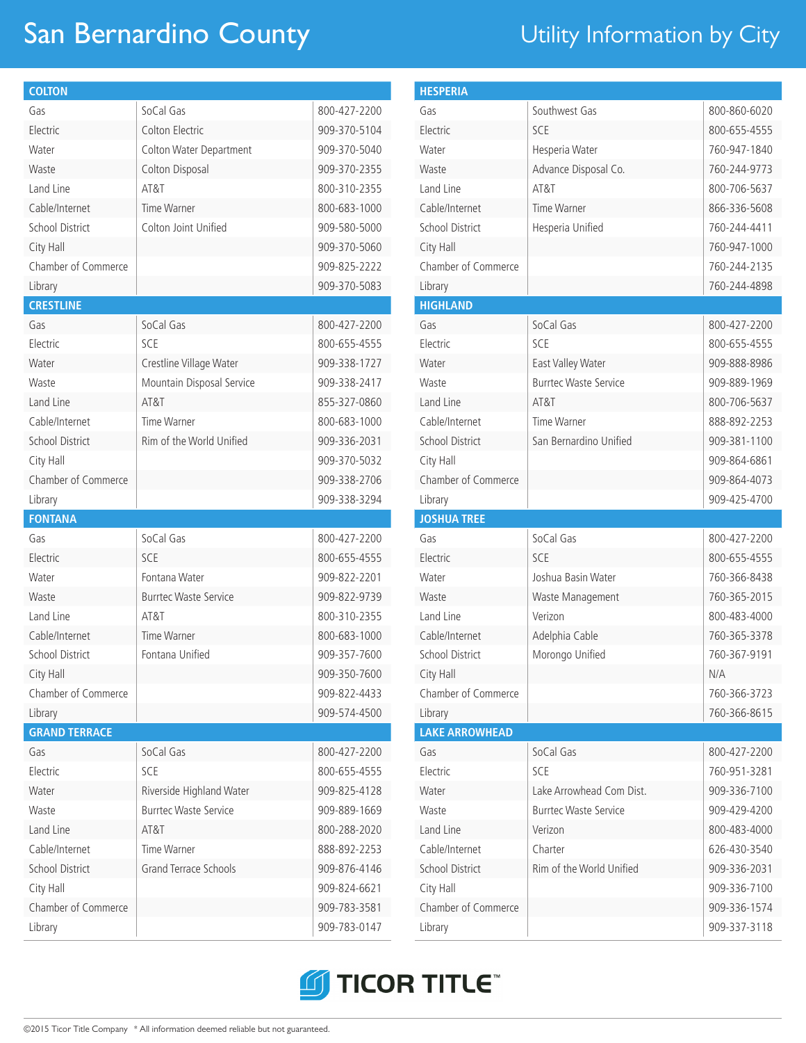# San Bernardino County

## Utility Information by City

| COLTON | | |
|---|---|---|
| Gas | SoCal Gas | 800-427-2200 |
| Electric | Colton Electric | 909-370-5104 |
| Water | Colton Water Department | 909-370-5040 |
| Waste | Colton Disposal | 909-370-2355 |
| Land Line | AT&T | 800-310-2355 |
| Cable/Internet | Time Warner | 800-683-1000 |
| School District | Colton Joint Unified | 909-580-5000 |
| City Hall | | 909-370-5060 |
| Chamber of Commerce | | 909-825-2222 |
| Library | | 909-370-5083 |

| CRESTLINE | | |
|---|---|---|
| Gas | SoCal Gas | 800-427-2200 |
| Electric | SCE | 800-655-4555 |
| Water | Crestline Village Water | 909-338-1727 |
| Waste | Mountain Disposal Service | 909-338-2417 |
| Land Line | AT&T | 855-327-0860 |
| Cable/Internet | Time Warner | 800-683-1000 |
| School District | Rim of the World Unified | 909-336-2031 |
| City Hall | | 909-370-5032 |
| Chamber of Commerce | | 909-338-2706 |
| Library | | 909-338-3294 |

| FONTANA | | |
|---|---|---|
| Gas | SoCal Gas | 800-427-2200 |
| Electric | SCE | 800-655-4555 |
| Water | Fontana Water | 909-822-2201 |
| Waste | Burrtec Waste Service | 909-822-9739 |
| Land Line | AT&T | 800-310-2355 |
| Cable/Internet | Time Warner | 800-683-1000 |
| School District | Fontana Unified | 909-357-7600 |
| City Hall | | 909-350-7600 |
| Chamber of Commerce | | 909-822-4433 |
| Library | | 909-574-4500 |

| GRAND TERRACE | | |
|---|---|---|
| Gas | SoCal Gas | 800-427-2200 |
| Electric | SCE | 800-655-4555 |
| Water | Riverside Highland Water | 909-825-4128 |
| Waste | Burrtec Waste Service | 909-889-1669 |
| Land Line | AT&T | 800-288-2020 |
| Cable/Internet | Time Warner | 888-892-2253 |
| School District | Grand Terrace Schools | 909-876-4146 |
| City Hall | | 909-824-6621 |
| Chamber of Commerce | | 909-783-3581 |
| Library | | 909-783-0147 |

| HESPERIA | | |
|---|---|---|
| Gas | Southwest Gas | 800-860-6020 |
| Electric | SCE | 800-655-4555 |
| Water | Hesperia Water | 760-947-1840 |
| Waste | Advance Disposal Co. | 760-244-9773 |
| Land Line | AT&T | 800-706-5637 |
| Cable/Internet | Time Warner | 866-336-5608 |
| School District | Hesperia Unified | 760-244-4411 |
| City Hall | | 760-947-1000 |
| Chamber of Commerce | | 760-244-2135 |
| Library | | 760-244-4898 |

| HIGHLAND | | |
|---|---|---|
| Gas | SoCal Gas | 800-427-2200 |
| Electric | SCE | 800-655-4555 |
| Water | East Valley Water | 909-888-8986 |
| Waste | Burrtec Waste Service | 909-889-1969 |
| Land Line | AT&T | 800-706-5637 |
| Cable/Internet | Time Warner | 888-892-2253 |
| School District | San Bernardino Unified | 909-381-1100 |
| City Hall | | 909-864-6861 |
| Chamber of Commerce | | 909-864-4073 |
| Library | | 909-425-4700 |

| JOSHUA TREE | | |
|---|---|---|
| Gas | SoCal Gas | 800-427-2200 |
| Electric | SCE | 800-655-4555 |
| Water | Joshua Basin Water | 760-366-8438 |
| Waste | Waste Management | 760-365-2015 |
| Land Line | Verizon | 800-483-4000 |
| Cable/Internet | Adelphia Cable | 760-365-3378 |
| School District | Morongo Unified | 760-367-9191 |
| City Hall | | N/A |
| Chamber of Commerce | | 760-366-3723 |
| Library | | 760-366-8615 |

| LAKE ARROWHEAD | | |
|---|---|---|
| Gas | SoCal Gas | 800-427-2200 |
| Electric | SCE | 760-951-3281 |
| Water | Lake Arrowhead Com Dist. | 909-336-7100 |
| Waste | Burrtec Waste Service | 909-429-4200 |
| Land Line | Verizon | 800-483-4000 |
| Cable/Internet | Charter | 626-430-3540 |
| School District | Rim of the World Unified | 909-336-2031 |
| City Hall | | 909-336-7100 |
| Chamber of Commerce | | 909-336-1574 |
| Library | | 909-337-3118 |

TICOR TITLE™

©2015 Ticor Title Company * All information deemed reliable but not guaranteed.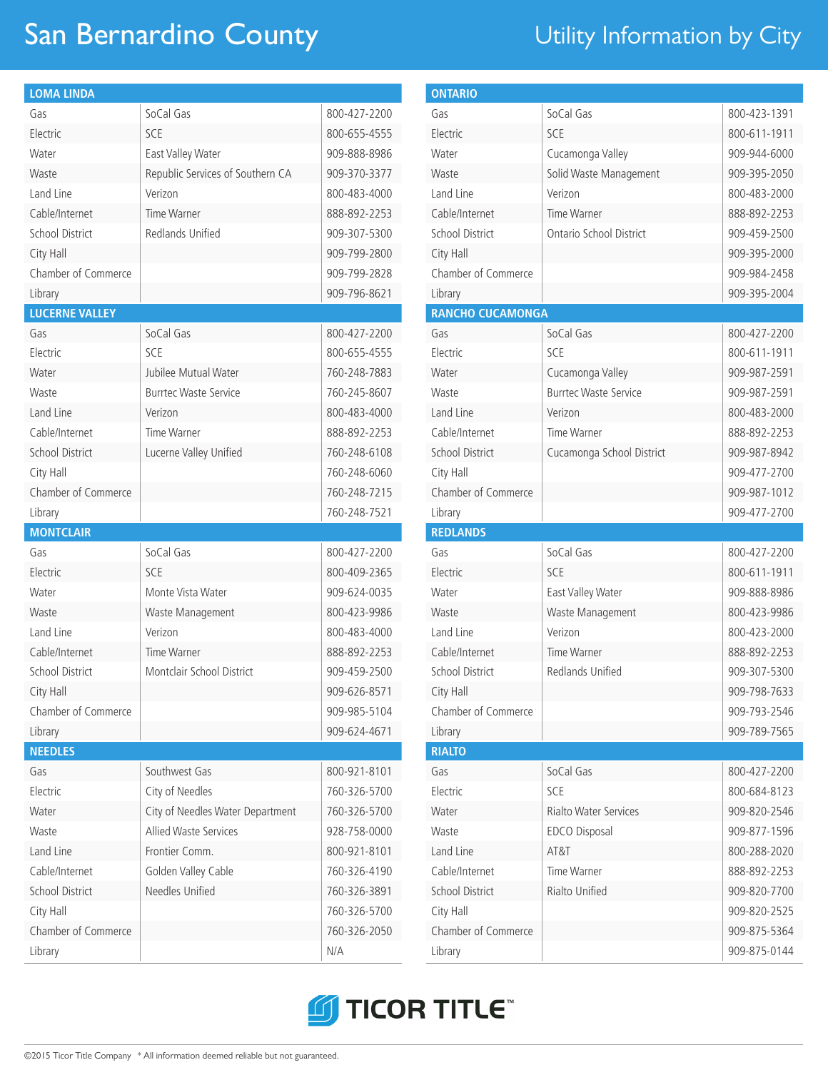# San Bernardino County

## Utility Information by City

| LOMA LINDA | | |
|---|---|---|
| Gas | SoCal Gas | 800-427-2200 |
| Electric | SCE | 800-655-4555 |
| Water | East Valley Water | 909-888-8986 |
| Waste | Republic Services of Southern CA | 909-370-3377 |
| Land Line | Verizon | 800-483-4000 |
| Cable/Internet | Time Warner | 888-892-2253 |
| School District | Redlands Unified | 909-307-5300 |
| City Hall | | 909-799-2800 |
| Chamber of Commerce | | 909-799-2828 |
| Library | | 909-796-8621 |

| LUCERNE VALLEY | | |
|---|---|---|
| Gas | SoCal Gas | 800-427-2200 |
| Electric | SCE | 800-655-4555 |
| Water | Jubilee Mutual Water | 760-248-7883 |
| Waste | Burrtec Waste Service | 760-245-8607 |
| Land Line | Verizon | 800-483-4000 |
| Cable/Internet | Time Warner | 888-892-2253 |
| School District | Lucerne Valley Unified | 760-248-6108 |
| City Hall | | 760-248-6060 |
| Chamber of Commerce | | 760-248-7215 |
| Library | | 760-248-7521 |

| MONTCLAIR | | |
|---|---|---|
| Gas | SoCal Gas | 800-427-2200 |
| Electric | SCE | 800-409-2365 |
| Water | Monte Vista Water | 909-624-0035 |
| Waste | Waste Management | 800-423-9986 |
| Land Line | Verizon | 800-483-4000 |
| Cable/Internet | Time Warner | 888-892-2253 |
| School District | Montclair School District | 909-459-2500 |
| City Hall | | 909-626-8571 |
| Chamber of Commerce | | 909-985-5104 |
| Library | | 909-624-4671 |

| NEEDLES | | |
|---|---|---|
| Gas | Southwest Gas | 800-921-8101 |
| Electric | City of Needles | 760-326-5700 |
| Water | City of Needles Water Department | 760-326-5700 |
| Waste | Allied Waste Services | 928-758-0000 |
| Land Line | Frontier Comm. | 800-921-8101 |
| Cable/Internet | Golden Valley Cable | 760-326-4190 |
| School District | Needles Unified | 760-326-3891 |
| City Hall | | 760-326-5700 |
| Chamber of Commerce | | 760-326-2050 |
| Library | | N/A |

| ONTARIO | | |
|---|---|---|
| Gas | SoCal Gas | 800-423-1391 |
| Electric | SCE | 800-611-1911 |
| Water | Cucamonga Valley | 909-944-6000 |
| Waste | Solid Waste Management | 909-395-2050 |
| Land Line | Verizon | 800-483-2000 |
| Cable/Internet | Time Warner | 888-892-2253 |
| School District | Ontario School District | 909-459-2500 |
| City Hall | | 909-395-2000 |
| Chamber of Commerce | | 909-984-2458 |
| Library | | 909-395-2004 |

| RANCHO CUCAMONGA | | |
|---|---|---|
| Gas | SoCal Gas | 800-427-2200 |
| Electric | SCE | 800-611-1911 |
| Water | Cucamonga Valley | 909-987-2591 |
| Waste | Burrtec Waste Service | 909-987-2591 |
| Land Line | Verizon | 800-483-2000 |
| Cable/Internet | Time Warner | 888-892-2253 |
| School District | Cucamonga School District | 909-987-8942 |
| City Hall | | 909-477-2700 |
| Chamber of Commerce | | 909-987-1012 |
| Library | | 909-477-2700 |

| REDLANDS | | |
|---|---|---|
| Gas | SoCal Gas | 800-427-2200 |
| Electric | SCE | 800-611-1911 |
| Water | East Valley Water | 909-888-8986 |
| Waste | Waste Management | 800-423-9986 |
| Land Line | Verizon | 800-423-2000 |
| Cable/Internet | Time Warner | 888-892-2253 |
| School District | Redlands Unified | 909-307-5300 |
| City Hall | | 909-798-7633 |
| Chamber of Commerce | | 909-793-2546 |
| Library | | 909-789-7565 |

| RIALTO | | |
|---|---|---|
| Gas | SoCal Gas | 800-427-2200 |
| Electric | SCE | 800-684-8123 |
| Water | Rialto Water Services | 909-820-2546 |
| Waste | EDCO Disposal | 909-877-1596 |
| Land Line | AT&T | 800-288-2020 |
| Cable/Internet | Time Warner | 888-892-2253 |
| School District | Rialto Unified | 909-820-7700 |
| City Hall | | 909-820-2525 |
| Chamber of Commerce | | 909-875-5364 |
| Library | | 909-875-0144 |

TICOR TITLE™

©2015 Ticor Title Company * All information deemed reliable but not guaranteed.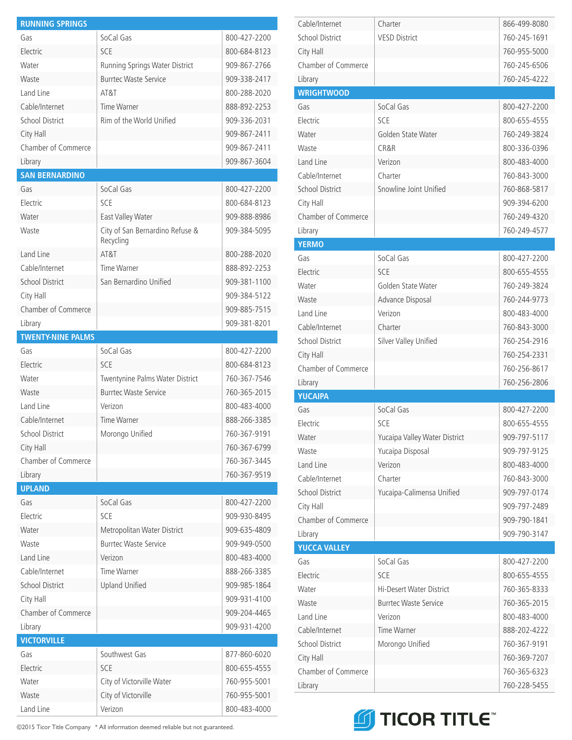## RUNNING SPRINGS

| | | |
|---|---|---|
| Gas | SoCal Gas | 800-427-2200 |
| Electric | SCE | 800-684-8123 |
| Water | Running Springs Water District | 909-867-2766 |
| Waste | Burrtec Waste Service | 909-338-2417 |
| Land Line | AT&T | 800-288-2020 |
| Cable/Internet | Time Warner | 888-892-2253 |
| School District | Rim of the World Unified | 909-336-2031 |
| City Hall | | 909-867-2411 |
| Chamber of Commerce | | 909-867-2411 |
| Library | | 909-867-3604 |

## SAN BERNARDINO

| | | |
|---|---|---|
| Gas | SoCal Gas | 800-427-2200 |
| Electric | SCE | 800-684-8123 |
| Water | East Valley Water | 909-888-8986 |
| Waste | City of San Bernardino Refuse & Recycling | 909-384-5095 |
| Land Line | AT&T | 800-288-2020 |
| Cable/Internet | Time Warner | 888-892-2253 |
| School District | San Bernardino Unified | 909-381-1100 |
| City Hall | | 909-384-5122 |
| Chamber of Commerce | | 909-885-7515 |
| Library | | 909-381-8201 |

## TWENTY-NINE PALMS

| | | |
|---|---|---|
| Gas | SoCal Gas | 800-427-2200 |
| Electric | SCE | 800-684-8123 |
| Water | Twentynine Palms Water District | 760-367-7546 |
| Waste | Burrtec Waste Service | 760-365-2015 |
| Land Line | Verizon | 800-483-4000 |
| Cable/Internet | Time Warner | 888-266-3385 |
| School District | Morongo Unified | 760-367-9191 |
| City Hall | | 760-367-6799 |
| Chamber of Commerce | | 760-367-3445 |
| Library | | 760-367-9519 |

## UPLAND

| | | |
|---|---|---|
| Gas | SoCal Gas | 800-427-2200 |
| Electric | SCE | 909-930-8495 |
| Water | Metropolitan Water District | 909-635-4809 |
| Waste | Burrtec Waste Service | 909-949-0500 |
| Land Line | Verizon | 800-483-4000 |
| Cable/Internet | Time Warner | 888-266-3385 |
| School District | Upland Unified | 909-985-1864 |
| City Hall | | 909-931-4100 |
| Chamber of Commerce | | 909-204-4465 |
| Library | | 909-931-4200 |

## VICTORVILLE

| | | |
|---|---|---|
| Gas | Southwest Gas | 877-860-6020 |
| Electric | SCE | 800-655-4555 |
| Water | City of Victorville Water | 760-955-5001 |
| Waste | City of Victorville | 760-955-5001 |
| Land Line | Verizon | 800-483-4000 |
| Cable/Internet | Charter | 866-499-8080 |
| School District | VESD District | 760-245-1691 |
| City Hall | | 760-955-5000 |
| Chamber of Commerce | | 760-245-6506 |
| Library | | 760-245-4222 |

## WRIGHTWOOD

| | | |
|---|---|---|
| Gas | SoCal Gas | 800-427-2200 |
| Electric | SCE | 800-655-4555 |
| Water | Golden State Water | 760-249-3824 |
| Waste | CR&R | 800-336-0396 |
| Land Line | Verizon | 800-483-4000 |
| Cable/Internet | Charter | 760-843-3000 |
| School District | Snowline Joint Unified | 760-868-5817 |
| City Hall | | 909-394-6200 |
| Chamber of Commerce | | 760-249-4320 |
| Library | | 760-249-4577 |

## YERMO

| | | |
|---|---|---|
| Gas | SoCal Gas | 800-427-2200 |
| Electric | SCE | 800-655-4555 |
| Water | Golden State Water | 760-249-3824 |
| Waste | Advance Disposal | 760-244-9773 |
| Land Line | Verizon | 800-483-4000 |
| Cable/Internet | Charter | 760-843-3000 |
| School District | Silver Valley Unified | 760-254-2916 |
| City Hall | | 760-254-2331 |
| Chamber of Commerce | | 760-256-8617 |
| Library | | 760-256-2806 |

## YUCAIPA

| | | |
|---|---|---|
| Gas | SoCal Gas | 800-427-2200 |
| Electric | SCE | 800-655-4555 |
| Water | Yucaipa Valley Water District | 909-797-5117 |
| Waste | Yucaipa Disposal | 909-797-9125 |
| Land Line | Verizon | 800-483-4000 |
| Cable/Internet | Charter | 760-843-3000 |
| School District | Yucaipa-Calimensa Unified | 909-797-0174 |
| City Hall | | 909-797-2489 |
| Chamber of Commerce | | 909-790-1841 |
| Library | | 909-790-3147 |

## YUCCA VALLEY

| | | |
|---|---|---|
| Gas | SoCal Gas | 800-427-2200 |
| Electric | SCE | 800-655-4555 |
| Water | Hi-Desert Water District | 760-365-8333 |
| Waste | Burrtec Waste Service | 760-365-2015 |
| Land Line | Verizon | 800-483-4000 |
| Cable/Internet | Time Warner | 888-202-4222 |
| School District | Morongo Unified | 760-367-9191 |
| City Hall | | 760-369-7207 |
| Chamber of Commerce | | 760-365-6323 |
| Library | | 760-228-5455 |

©2015 Ticor Title Company * All information deemed reliable but not guaranteed.

TICOR TITLE™